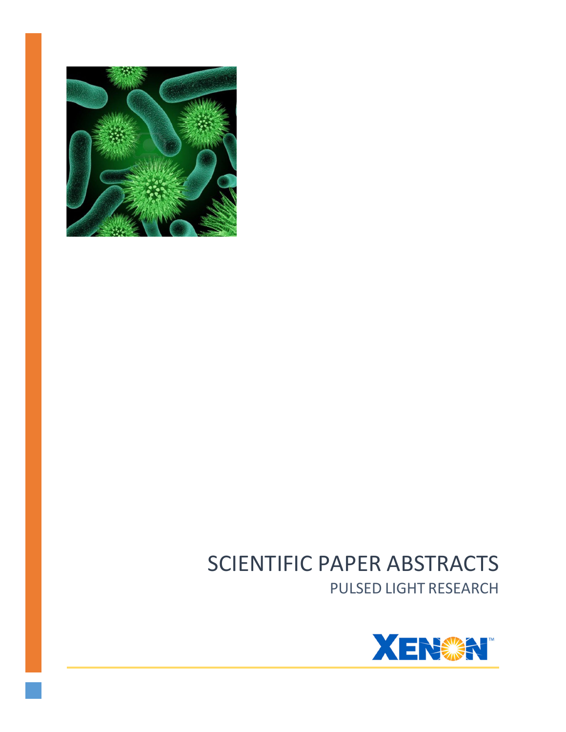# SCIENTIFIC PAPER ABSTRACTS

## PULSED LIGHT RESEARCH

XENON™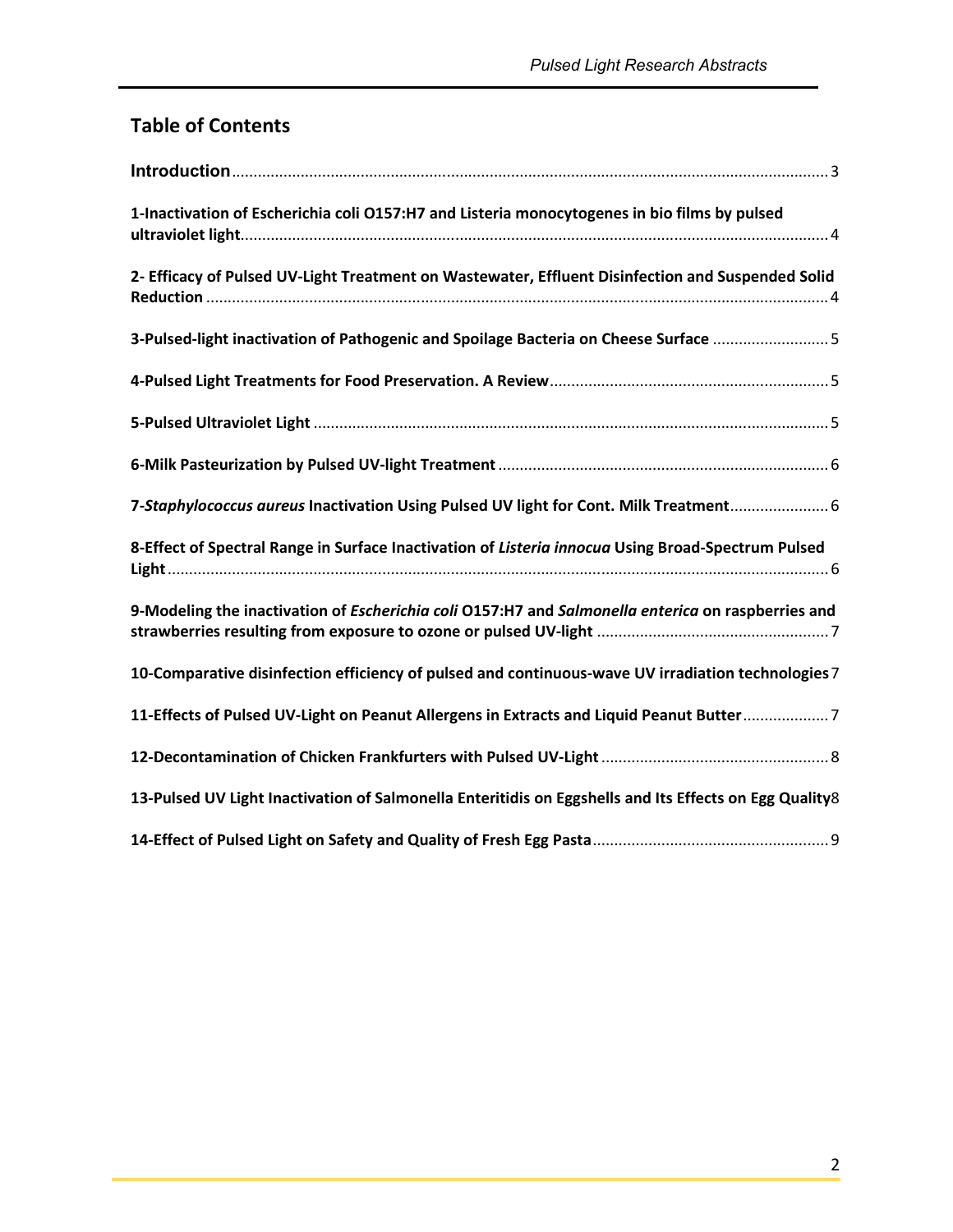## Table of Contents

**Introduction** ... 3

**1-Inactivation of Escherichia coli O157:H7 and Listeria monocytogenes in bio films by pulsed ultraviolet light** ... 4

**2- Efficacy of Pulsed UV-Light Treatment on Wastewater, Effluent Disinfection and Suspended Solid Reduction** ... 4

**3-Pulsed-light inactivation of Pathogenic and Spoilage Bacteria on Cheese Surface** ... 5

**4-Pulsed Light Treatments for Food Preservation. A Review** ... 5

**5-Pulsed Ultraviolet Light** ... 5

**6-Milk Pasteurization by Pulsed UV-light Treatment** ... 6

**7-*Staphylococcus aureus* Inactivation Using Pulsed UV light for Cont. Milk Treatment** ... 6

**8-Effect of Spectral Range in Surface Inactivation of *Listeria innocua* Using Broad-Spectrum Pulsed Light** ... 6

**9-Modeling the inactivation of *Escherichia coli* O157:H7 and *Salmonella enterica* on raspberries and strawberries resulting from exposure to ozone or pulsed UV-light** ... 7

**10-Comparative disinfection efficiency of pulsed and continuous-wave UV irradiation technologies** 7

**11-Effects of Pulsed UV-Light on Peanut Allergens in Extracts and Liquid Peanut Butter** ... 7

**12-Decontamination of Chicken Frankfurters with Pulsed UV-Light** ... 8

**13-Pulsed UV Light Inactivation of Salmonella Enteritidis on Eggshells and Its Effects on Egg Quality** 8

**14-Effect of Pulsed Light on Safety and Quality of Fresh Egg Pasta** ... 9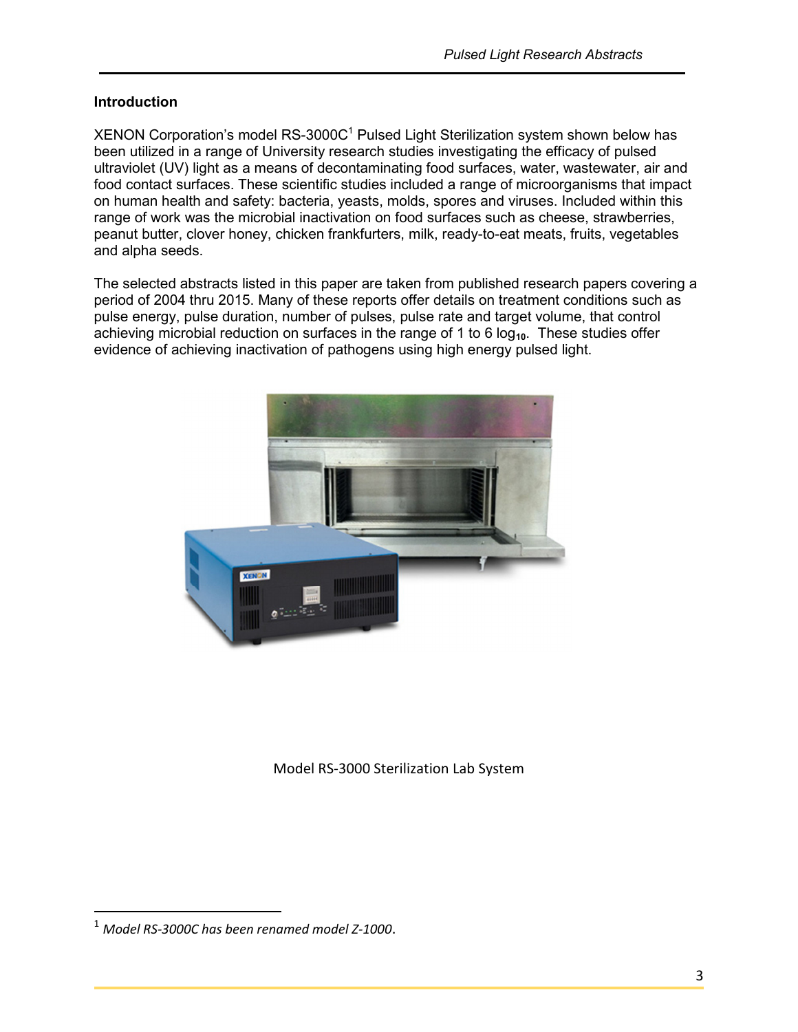## Introduction

XENON Corporation's model RS-3000C[1] Pulsed Light Sterilization system shown below has been utilized in a range of University research studies investigating the efficacy of pulsed ultraviolet (UV) light as a means of decontaminating food surfaces, water, wastewater, air and food contact surfaces. These scientific studies included a range of microorganisms that impact on human health and safety: bacteria, yeasts, molds, spores and viruses. Included within this range of work was the microbial inactivation on food surfaces such as cheese, strawberries, peanut butter, clover honey, chicken frankfurters, milk, ready-to-eat meats, fruits, vegetables and alpha seeds.

The selected abstracts listed in this paper are taken from published research papers covering a period of 2004 thru 2015. Many of these reports offer details on treatment conditions such as pulse energy, pulse duration, number of pulses, pulse rate and target volume, that control achieving microbial reduction on surfaces in the range of 1 to 6 $\log_{10}$. These studies offer evidence of achieving inactivation of pathogens using high energy pulsed light.

Model RS-3000 Sterilization Lab System

[1] *Model RS-3000C has been renamed model Z-1000*.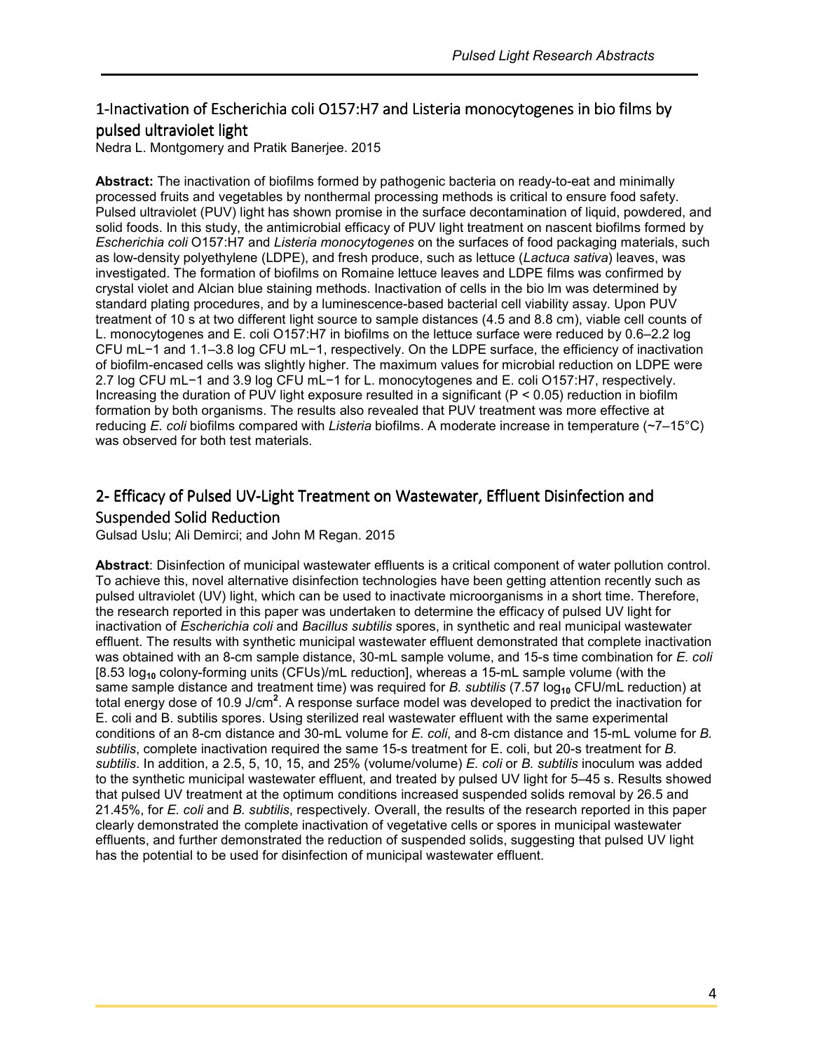## 1-Inactivation of Escherichia coli O157:H7 and Listeria monocytogenes in bio films by pulsed ultraviolet light

Nedra L. Montgomery and Pratik Banerjee. 2015

**Abstract:** The inactivation of biofilms formed by pathogenic bacteria on ready-to-eat and minimally processed fruits and vegetables by nonthermal processing methods is critical to ensure food safety. Pulsed ultraviolet (PUV) light has shown promise in the surface decontamination of liquid, powdered, and solid foods. In this study, the antimicrobial efficacy of PUV light treatment on nascent biofilms formed by *Escherichia coli* O157:H7 and *Listeria monocytogenes* on the surfaces of food packaging materials, such as low-density polyethylene (LDPE), and fresh produce, such as lettuce (*Lactuca sativa*) leaves, was investigated. The formation of biofilms on Romaine lettuce leaves and LDPE films was confirmed by crystal violet and Alcian blue staining methods. Inactivation of cells in the bio lm was determined by standard plating procedures, and by a luminescence-based bacterial cell viability assay. Upon PUV treatment of 10 s at two different light source to sample distances (4.5 and 8.8 cm), viable cell counts of L. monocytogenes and E. coli O157:H7 in biofilms on the lettuce surface were reduced by 0.6–2.2 log CFU $mL^{-1}$ and 1.1–3.8 log CFU $mL^{-1}$, respectively. On the LDPE surface, the efficiency of inactivation of biofilm-encased cells was slightly higher. The maximum values for microbial reduction on LDPE were 2.7 log CFU $mL^{-1}$ and 3.9 log CFU $mL^{-1}$ for L. monocytogenes and E. coli O157:H7, respectively. Increasing the duration of PUV light exposure resulted in a significant ($P < 0.05$) reduction in biofilm formation by both organisms. The results also revealed that PUV treatment was more effective at reducing *E. coli* biofilms compared with *Listeria* biofilms. A moderate increase in temperature (~7–15°C) was observed for both test materials.

## 2- Efficacy of Pulsed UV-Light Treatment on Wastewater, Effluent Disinfection and Suspended Solid Reduction

Gulsad Uslu; Ali Demirci; and John M Regan. 2015

**Abstract**: Disinfection of municipal wastewater effluents is a critical component of water pollution control. To achieve this, novel alternative disinfection technologies have been getting attention recently such as pulsed ultraviolet (UV) light, which can be used to inactivate microorganisms in a short time. Therefore, the research reported in this paper was undertaken to determine the efficacy of pulsed UV light for inactivation of *Escherichia coli* and *Bacillus subtilis* spores, in synthetic and real municipal wastewater effluent. The results with synthetic municipal wastewater effluent demonstrated that complete inactivation was obtained with an 8-cm sample distance, 30-mL sample volume, and 15-s time combination for *E. coli* [8.53 $\log_{10}$ colony-forming units (CFUs)/mL reduction], whereas a 15-mL sample volume (with the same sample distance and treatment time) was required for *B. subtilis* (7.57 $\log_{10}$ CFU/mL reduction) at total energy dose of 10.9 J/$cm^2$. A response surface model was developed to predict the inactivation for E. coli and B. subtilis spores. Using sterilized real wastewater effluent with the same experimental conditions of an 8-cm distance and 30-mL volume for *E. coli*, and 8-cm distance and 15-mL volume for *B. subtilis*, complete inactivation required the same 15-s treatment for E. coli, but 20-s treatment for *B. subtilis*. In addition, a 2.5, 5, 10, 15, and 25% (volume/volume) *E. coli* or *B. subtilis* inoculum was added to the synthetic municipal wastewater effluent, and treated by pulsed UV light for 5–45 s. Results showed that pulsed UV treatment at the optimum conditions increased suspended solids removal by 26.5 and 21.45%, for *E. coli* and *B. subtilis*, respectively. Overall, the results of the research reported in this paper clearly demonstrated the complete inactivation of vegetative cells or spores in municipal wastewater effluents, and further demonstrated the reduction of suspended solids, suggesting that pulsed UV light has the potential to be used for disinfection of municipal wastewater effluent.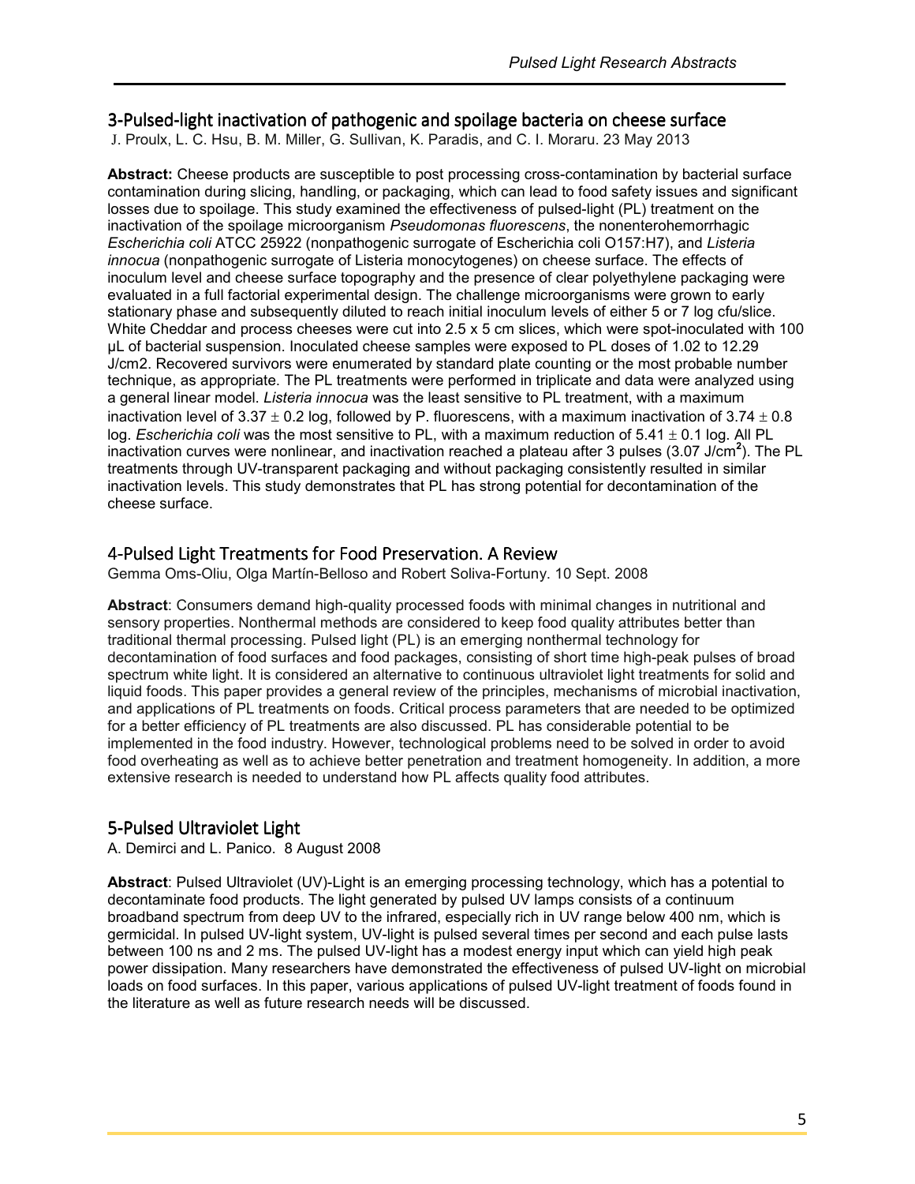## 3-Pulsed-light inactivation of pathogenic and spoilage bacteria on cheese surface

J. Proulx, L. C. Hsu, B. M. Miller, G. Sullivan, K. Paradis, and C. I. Moraru. 23 May 2013

**Abstract:** Cheese products are susceptible to post processing cross-contamination by bacterial surface contamination during slicing, handling, or packaging, which can lead to food safety issues and significant losses due to spoilage. This study examined the effectiveness of pulsed-light (PL) treatment on the inactivation of the spoilage microorganism *Pseudomonas fluorescens*, the nonenterohemorrhagic *Escherichia coli* ATCC 25922 (nonpathogenic surrogate of Escherichia coli O157:H7), and *Listeria innocua* (nonpathogenic surrogate of Listeria monocytogenes) on cheese surface. The effects of inoculum level and cheese surface topography and the presence of clear polyethylene packaging were evaluated in a full factorial experimental design. The challenge microorganisms were grown to early stationary phase and subsequently diluted to reach initial inoculum levels of either 5 or 7 log cfu/slice. White Cheddar and process cheeses were cut into 2.5 x 5 cm slices, which were spot-inoculated with 100 µL of bacterial suspension. Inoculated cheese samples were exposed to PL doses of 1.02 to 12.29 J/cm2. Recovered survivors were enumerated by standard plate counting or the most probable number technique, as appropriate. The PL treatments were performed in triplicate and data were analyzed using a general linear model. *Listeria innocua* was the least sensitive to PL treatment, with a maximum inactivation level of $3.37 \pm 0.2$ log, followed by P. fluorescens, with a maximum inactivation of $3.74 \pm 0.8$ log. *Escherichia coli* was the most sensitive to PL, with a maximum reduction of $5.41 \pm 0.1$ log. All PL inactivation curves were nonlinear, and inactivation reached a plateau after 3 pulses (3.07 $J/cm^2$). The PL treatments through UV-transparent packaging and without packaging consistently resulted in similar inactivation levels. This study demonstrates that PL has strong potential for decontamination of the cheese surface.

## 4-Pulsed Light Treatments for Food Preservation. A Review

Gemma Oms-Oliu, Olga Martín-Belloso and Robert Soliva-Fortuny. 10 Sept. 2008

**Abstract**: Consumers demand high-quality processed foods with minimal changes in nutritional and sensory properties. Nonthermal methods are considered to keep food quality attributes better than traditional thermal processing. Pulsed light (PL) is an emerging nonthermal technology for decontamination of food surfaces and food packages, consisting of short time high-peak pulses of broad spectrum white light. It is considered an alternative to continuous ultraviolet light treatments for solid and liquid foods. This paper provides a general review of the principles, mechanisms of microbial inactivation, and applications of PL treatments on foods. Critical process parameters that are needed to be optimized for a better efficiency of PL treatments are also discussed. PL has considerable potential to be implemented in the food industry. However, technological problems need to be solved in order to avoid food overheating as well as to achieve better penetration and treatment homogeneity. In addition, a more extensive research is needed to understand how PL affects quality food attributes.

## 5-Pulsed Ultraviolet Light

A. Demirci and L. Panico. 8 August 2008

**Abstract**: Pulsed Ultraviolet (UV)-Light is an emerging processing technology, which has a potential to decontaminate food products. The light generated by pulsed UV lamps consists of a continuum broadband spectrum from deep UV to the infrared, especially rich in UV range below 400 nm, which is germicidal. In pulsed UV-light system, UV-light is pulsed several times per second and each pulse lasts between 100 ns and 2 ms. The pulsed UV-light has a modest energy input which can yield high peak power dissipation. Many researchers have demonstrated the effectiveness of pulsed UV-light on microbial loads on food surfaces. In this paper, various applications of pulsed UV-light treatment of foods found in the literature as well as future research needs will be discussed.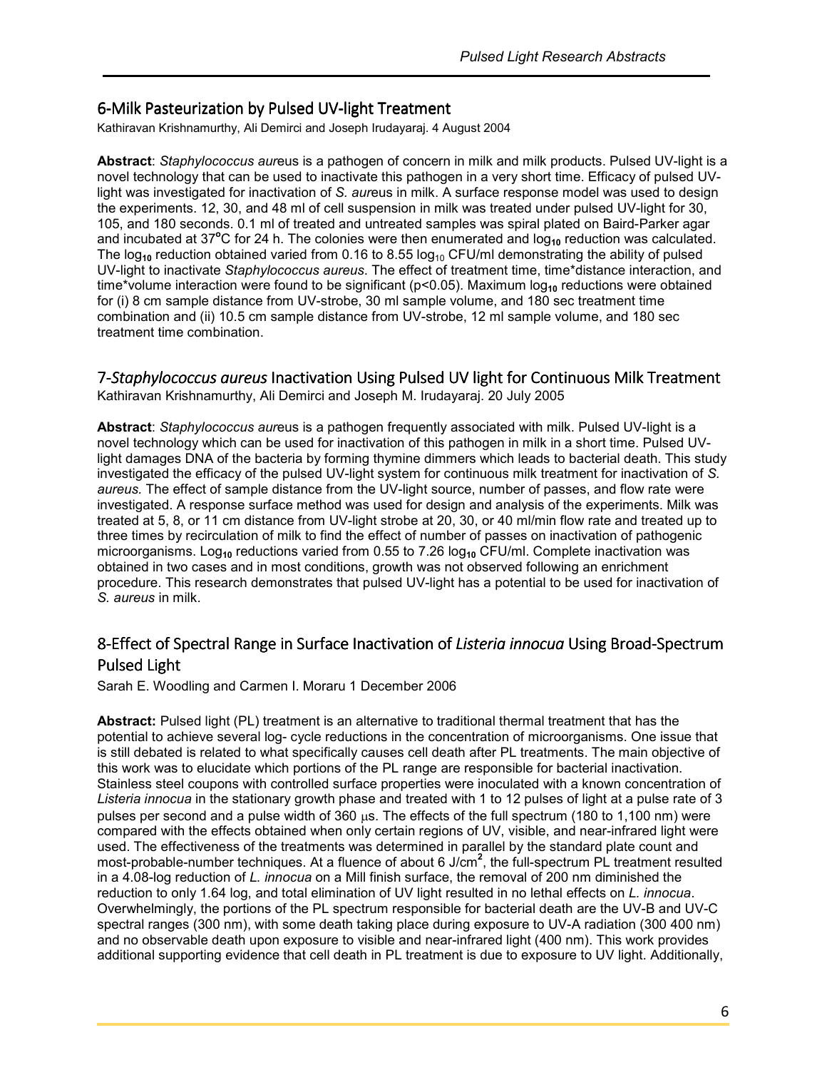## 6-Milk Pasteurization by Pulsed UV-light Treatment

Kathiravan Krishnamurthy, Ali Demirci and Joseph Irudayaraj. 4 August 2004

**Abstract**: *Staphylococcus aur*eus is a pathogen of concern in milk and milk products. Pulsed UV-light is a novel technology that can be used to inactivate this pathogen in a very short time. Efficacy of pulsed UV-light was investigated for inactivation of *S. aur*eus in milk. A surface response model was used to design the experiments. 12, 30, and 48 ml of cell suspension in milk was treated under pulsed UV-light for 30, 105, and 180 seconds. 0.1 ml of treated and untreated samples was spiral plated on Baird-Parker agar and incubated at 37°C for 24 h. The colonies were then enumerated and $\log_{10}$ reduction was calculated. The $\log_{10}$ reduction obtained varied from 0.16 to 8.55 $\log_{10}$ CFU/ml demonstrating the ability of pulsed UV-light to inactivate *Staphylococcus aureus*. The effect of treatment time, time*distance interaction, and time*volume interaction were found to be significant ($p<0.05$). Maximum $\log_{10}$ reductions were obtained for (i) 8 cm sample distance from UV-strobe, 30 ml sample volume, and 180 sec treatment time combination and (ii) 10.5 cm sample distance from UV-strobe, 12 ml sample volume, and 180 sec treatment time combination.

## 7-*Staphylococcus aureus* Inactivation Using Pulsed UV light for Continuous Milk Treatment

Kathiravan Krishnamurthy, Ali Demirci and Joseph M. Irudayaraj. 20 July 2005

**Abstract**: *Staphylococcus aur*eus is a pathogen frequently associated with milk. Pulsed UV-light is a novel technology which can be used for inactivation of this pathogen in milk in a short time. Pulsed UV-light damages DNA of the bacteria by forming thymine dimmers which leads to bacterial death. This study investigated the efficacy of the pulsed UV-light system for continuous milk treatment for inactivation of *S. aureus.* The effect of sample distance from the UV-light source, number of passes, and flow rate were investigated. A response surface method was used for design and analysis of the experiments. Milk was treated at 5, 8, or 11 cm distance from UV-light strobe at 20, 30, or 40 ml/min flow rate and treated up to three times by recirculation of milk to find the effect of number of passes on inactivation of pathogenic microorganisms. $\text{Log}_{10}$ reductions varied from 0.55 to 7.26 $\log_{10}$ CFU/ml. Complete inactivation was obtained in two cases and in most conditions, growth was not observed following an enrichment procedure. This research demonstrates that pulsed UV-light has a potential to be used for inactivation of *S. aureus* in milk.

## 8-Effect of Spectral Range in Surface Inactivation of *Listeria innocua* Using Broad-Spectrum Pulsed Light

Sarah E. Woodling and Carmen I. Moraru 1 December 2006

**Abstract:** Pulsed light (PL) treatment is an alternative to traditional thermal treatment that has the potential to achieve several log- cycle reductions in the concentration of microorganisms. One issue that is still debated is related to what specifically causes cell death after PL treatments. The main objective of this work was to elucidate which portions of the PL range are responsible for bacterial inactivation. Stainless steel coupons with controlled surface properties were inoculated with a known concentration of *Listeria innocua* in the stationary growth phase and treated with 1 to 12 pulses of light at a pulse rate of 3 pulses per second and a pulse width of 360 μs. The effects of the full spectrum (180 to 1,100 nm) were compared with the effects obtained when only certain regions of UV, visible, and near-infrared light were used. The effectiveness of the treatments was determined in parallel by the standard plate count and most-probable-number techniques. At a fluence of about 6 J/cm$^2$, the full-spectrum PL treatment resulted in a 4.08-log reduction of *L. innocua* on a Mill finish surface, the removal of 200 nm diminished the reduction to only 1.64 log, and total elimination of UV light resulted in no lethal effects on *L. innocua*. Overwhelmingly, the portions of the PL spectrum responsible for bacterial death are the UV-B and UV-C spectral ranges (300 nm), with some death taking place during exposure to UV-A radiation (300 400 nm) and no observable death upon exposure to visible and near-infrared light (400 nm). This work provides additional supporting evidence that cell death in PL treatment is due to exposure to UV light. Additionally,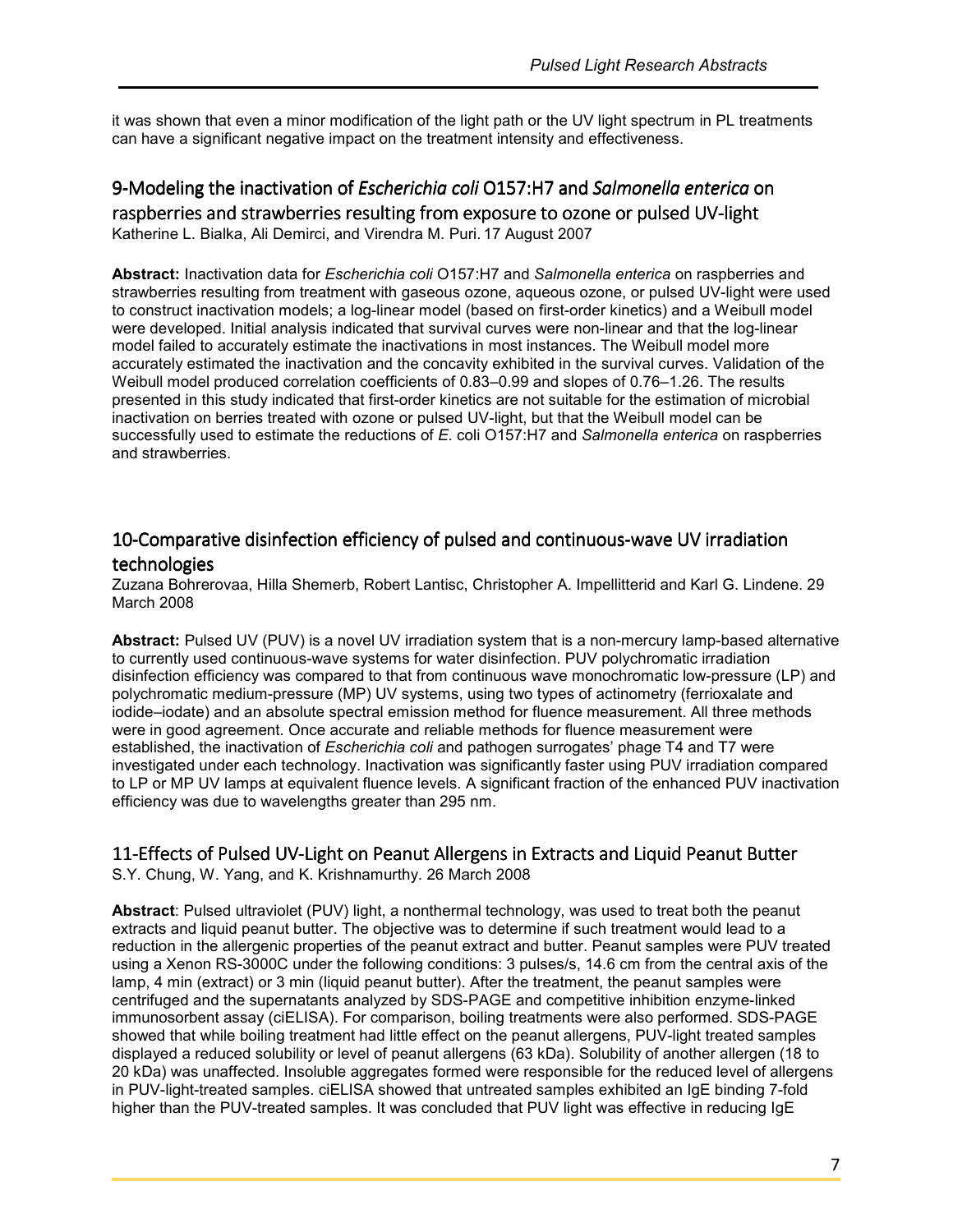it was shown that even a minor modification of the light path or the UV light spectrum in PL treatments can have a significant negative impact on the treatment intensity and effectiveness.

## 9-Modeling the inactivation of *Escherichia coli* O157:H7 and *Salmonella enterica* on raspberries and strawberries resulting from exposure to ozone or pulsed UV-light

Katherine L. Bialka, Ali Demirci, and Virendra M. Puri. 17 August 2007

**Abstract:** Inactivation data for *Escherichia coli* O157:H7 and *Salmonella enterica* on raspberries and strawberries resulting from treatment with gaseous ozone, aqueous ozone, or pulsed UV-light were used to construct inactivation models; a log-linear model (based on first-order kinetics) and a Weibull model were developed. Initial analysis indicated that survival curves were non-linear and that the log-linear model failed to accurately estimate the inactivations in most instances. The Weibull model more accurately estimated the inactivation and the concavity exhibited in the survival curves. Validation of the Weibull model produced correlation coefficients of 0.83–0.99 and slopes of 0.76–1.26. The results presented in this study indicated that first-order kinetics are not suitable for the estimation of microbial inactivation on berries treated with ozone or pulsed UV-light, but that the Weibull model can be successfully used to estimate the reductions of *E*. coli O157:H7 and *Salmonella enterica* on raspberries and strawberries.

## 10-Comparative disinfection efficiency of pulsed and continuous-wave UV irradiation technologies

Zuzana Bohrerovaa, Hilla Shemerb, Robert Lantisc, Christopher A. Impellitterid and Karl G. Lindene. 29 March 2008

**Abstract:** Pulsed UV (PUV) is a novel UV irradiation system that is a non-mercury lamp-based alternative to currently used continuous-wave systems for water disinfection. PUV polychromatic irradiation disinfection efficiency was compared to that from continuous wave monochromatic low-pressure (LP) and polychromatic medium-pressure (MP) UV systems, using two types of actinometry (ferrioxalate and iodide–iodate) and an absolute spectral emission method for fluence measurement. All three methods were in good agreement. Once accurate and reliable methods for fluence measurement were established, the inactivation of *Escherichia coli* and pathogen surrogates' phage T4 and T7 were investigated under each technology. Inactivation was significantly faster using PUV irradiation compared to LP or MP UV lamps at equivalent fluence levels. A significant fraction of the enhanced PUV inactivation efficiency was due to wavelengths greater than 295 nm.

## 11-Effects of Pulsed UV-Light on Peanut Allergens in Extracts and Liquid Peanut Butter

S.Y. Chung, W. Yang, and K. Krishnamurthy. 26 March 2008

**Abstract**: Pulsed ultraviolet (PUV) light, a nonthermal technology, was used to treat both the peanut extracts and liquid peanut butter. The objective was to determine if such treatment would lead to a reduction in the allergenic properties of the peanut extract and butter. Peanut samples were PUV treated using a Xenon RS-3000C under the following conditions: 3 pulses/s, 14.6 cm from the central axis of the lamp, 4 min (extract) or 3 min (liquid peanut butter). After the treatment, the peanut samples were centrifuged and the supernatants analyzed by SDS-PAGE and competitive inhibition enzyme-linked immunosorbent assay (ciELISA). For comparison, boiling treatments were also performed. SDS-PAGE showed that while boiling treatment had little effect on the peanut allergens, PUV-light treated samples displayed a reduced solubility or level of peanut allergens (63 kDa). Solubility of another allergen (18 to 20 kDa) was unaffected. Insoluble aggregates formed were responsible for the reduced level of allergens in PUV-light-treated samples. ciELISA showed that untreated samples exhibited an IgE binding 7-fold higher than the PUV-treated samples. It was concluded that PUV light was effective in reducing IgE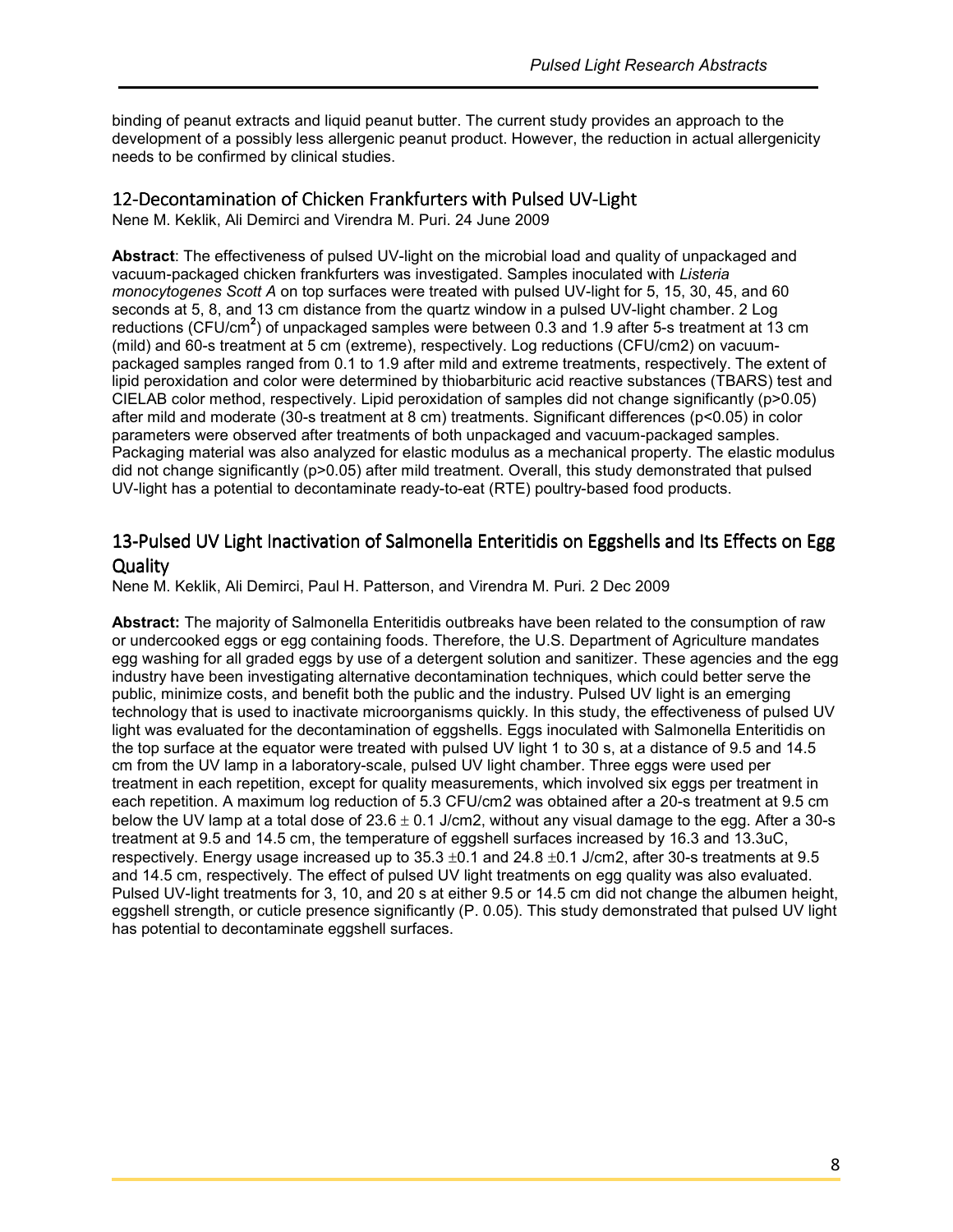binding of peanut extracts and liquid peanut butter. The current study provides an approach to the development of a possibly less allergenic peanut product. However, the reduction in actual allergenicity needs to be confirmed by clinical studies.

## 12-Decontamination of Chicken Frankfurters with Pulsed UV-Light

Nene M. Keklik, Ali Demirci and Virendra M. Puri. 24 June 2009

**Abstract**: The effectiveness of pulsed UV-light on the microbial load and quality of unpackaged and vacuum-packaged chicken frankfurters was investigated. Samples inoculated with *Listeria monocytogenes Scott A* on top surfaces were treated with pulsed UV-light for 5, 15, 30, 45, and 60 seconds at 5, 8, and 13 cm distance from the quartz window in a pulsed UV-light chamber. 2 Log reductions (CFU/$cm^2$) of unpackaged samples were between 0.3 and 1.9 after 5-s treatment at 13 cm (mild) and 60-s treatment at 5 cm (extreme), respectively. Log reductions (CFU/cm2) on vacuum-packaged samples ranged from 0.1 to 1.9 after mild and extreme treatments, respectively. The extent of lipid peroxidation and color were determined by thiobarbituric acid reactive substances (TBARS) test and CIELAB color method, respectively. Lipid peroxidation of samples did not change significantly ($p>0.05$) after mild and moderate (30-s treatment at 8 cm) treatments. Significant differences ($p<0.05$) in color parameters were observed after treatments of both unpackaged and vacuum-packaged samples. Packaging material was also analyzed for elastic modulus as a mechanical property. The elastic modulus did not change significantly ($p>0.05$) after mild treatment. Overall, this study demonstrated that pulsed UV-light has a potential to decontaminate ready-to-eat (RTE) poultry-based food products.

## 13-Pulsed UV Light Inactivation of Salmonella Enteritidis on Eggshells and Its Effects on Egg Quality

Nene M. Keklik, Ali Demirci, Paul H. Patterson, and Virendra M. Puri. 2 Dec 2009

**Abstract:** The majority of Salmonella Enteritidis outbreaks have been related to the consumption of raw or undercooked eggs or egg containing foods. Therefore, the U.S. Department of Agriculture mandates egg washing for all graded eggs by use of a detergent solution and sanitizer. These agencies and the egg industry have been investigating alternative decontamination techniques, which could better serve the public, minimize costs, and benefit both the public and the industry. Pulsed UV light is an emerging technology that is used to inactivate microorganisms quickly. In this study, the effectiveness of pulsed UV light was evaluated for the decontamination of eggshells. Eggs inoculated with Salmonella Enteritidis on the top surface at the equator were treated with pulsed UV light 1 to 30 s, at a distance of 9.5 and 14.5 cm from the UV lamp in a laboratory-scale, pulsed UV light chamber. Three eggs were used per treatment in each repetition, except for quality measurements, which involved six eggs per treatment in each repetition. A maximum log reduction of 5.3 CFU/cm2 was obtained after a 20-s treatment at 9.5 cm below the UV lamp at a total dose of $23.6 \pm 0.1$ J/cm2, without any visual damage to the egg. After a 30-s treatment at 9.5 and 14.5 cm, the temperature of eggshell surfaces increased by 16.3 and 13.3uC, respectively. Energy usage increased up to $35.3 \pm 0.1$ and $24.8 \pm 0.1$ J/cm2, after 30-s treatments at 9.5 and 14.5 cm, respectively. The effect of pulsed UV light treatments on egg quality was also evaluated. Pulsed UV-light treatments for 3, 10, and 20 s at either 9.5 or 14.5 cm did not change the albumen height, eggshell strength, or cuticle presence significantly (P. 0.05). This study demonstrated that pulsed UV light has potential to decontaminate eggshell surfaces.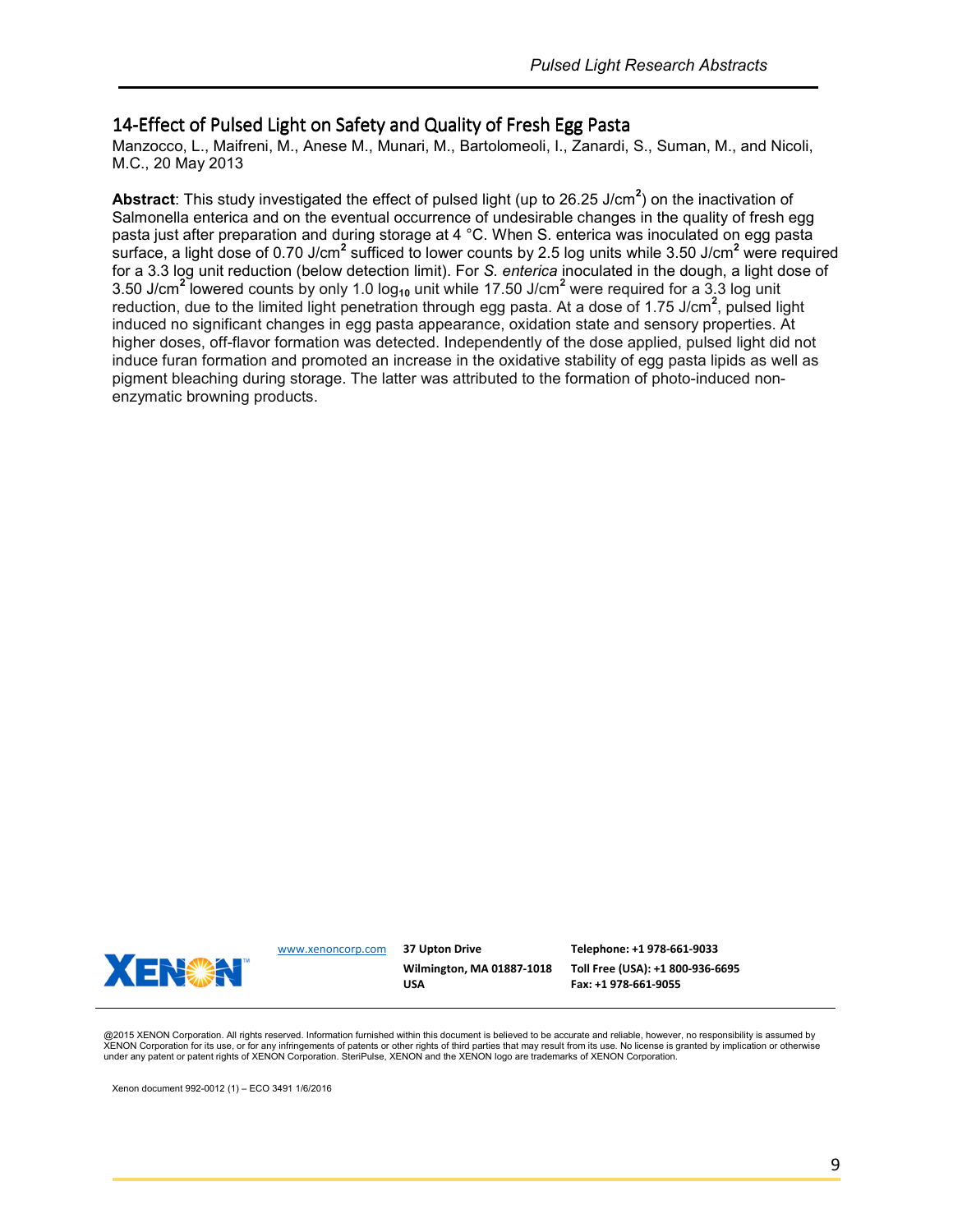## 14-Effect of Pulsed Light on Safety and Quality of Fresh Egg Pasta

Manzocco, L., Maifreni, M., Anese M., Munari, M., Bartolomeoli, I., Zanardi, S., Suman, M., and Nicoli, M.C., 20 May 2013

**Abstract**: This study investigated the effect of pulsed light (up to 26.25 $J/cm^2$) on the inactivation of Salmonella enterica and on the eventual occurrence of undesirable changes in the quality of fresh egg pasta just after preparation and during storage at 4 °C. When S. enterica was inoculated on egg pasta surface, a light dose of 0.70 $J/cm^2$ sufficed to lower counts by 2.5 log units while 3.50 $J/cm^2$ were required for a 3.3 log unit reduction (below detection limit). For *S. enterica* inoculated in the dough, a light dose of 3.50 $J/cm^2$ lowered counts by only 1.0 $log_{10}$ unit while 17.50 $J/cm^2$ were required for a 3.3 log unit reduction, due to the limited light penetration through egg pasta. At a dose of 1.75 $J/cm^2$, pulsed light induced no significant changes in egg pasta appearance, oxidation state and sensory properties. At higher doses, off-flavor formation was detected. Independently of the dose applied, pulsed light did not induce furan formation and promoted an increase in the oxidative stability of egg pasta lipids as well as pigment bleaching during storage. The latter was attributed to the formation of photo-induced non-enzymatic browning products.

www.xenoncorp.com

**37 Upton Drive**
**Wilmington, MA 01887-1018**
**USA**

**Telephone: +1 978-661-9033**
**Toll Free (USA): +1 800-936-6695**
**Fax: +1 978-661-9055**

@2015 XENON Corporation. All rights reserved. Information furnished within this document is believed to be accurate and reliable, however, no responsibility is assumed by XENON Corporation for its use, or for any infringements of patents or other rights of third parties that may result from its use. No license is granted by implication or otherwise under any patent or patent rights of XENON Corporation. SteriPulse, XENON and the XENON logo are trademarks of XENON Corporation.

Xenon document 992-0012 (1) – ECO 3491 1/6/2016